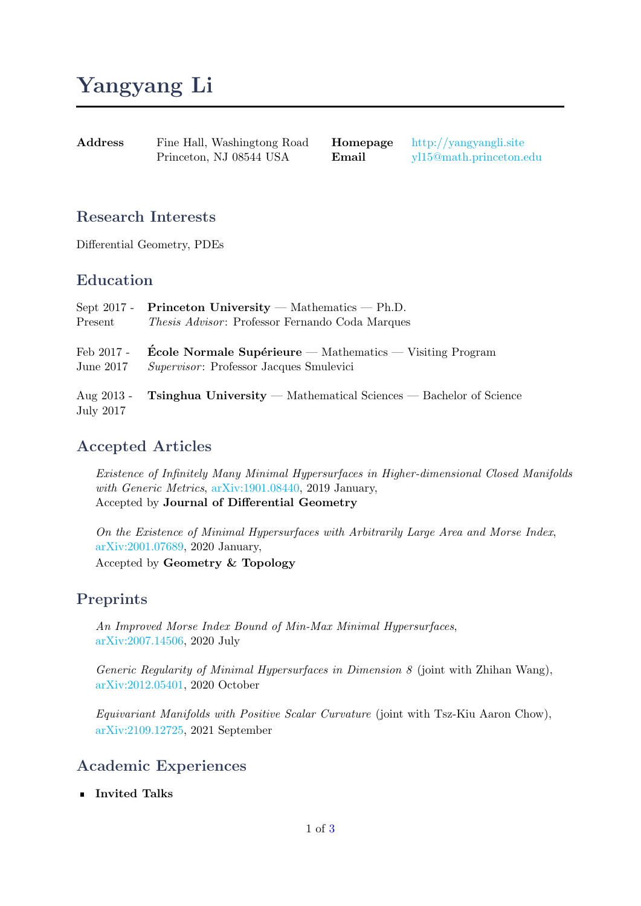# Yangyang Li

| | | | |
|---|---|---|---|
| **Address** | Fine Hall, Washingtong Road<br>Princeton, NJ 08544 USA | **Homepage**<br>**Email** | http://yangyangli.site<br>yl15@math.princeton.edu |

## Research Interests

Differential Geometry, PDEs

## Education

Sept 2017 - Present — **Princeton University** — Mathematics — Ph.D.
*Thesis Advisor*: Professor Fernando Coda Marques

Feb 2017 - June 2017 — **École Normale Supérieure** — Mathematics — Visiting Program
*Supervisor*: Professor Jacques Smulevici

Aug 2013 - July 2017 — **Tsinghua University** — Mathematical Sciences — Bachelor of Science

## Accepted Articles

*Existence of Infinitely Many Minimal Hypersurfaces in Higher-dimensional Closed Manifolds with Generic Metrics*, arXiv:1901.08440, 2019 January,
Accepted by **Journal of Differential Geometry**

*On the Existence of Minimal Hypersurfaces with Arbitrarily Large Area and Morse Index*, arXiv:2001.07689, 2020 January,
Accepted by **Geometry & Topology**

## Preprints

*An Improved Morse Index Bound of Min-Max Minimal Hypersurfaces*, arXiv:2007.14506, 2020 July

*Generic Regularity of Minimal Hypersurfaces in Dimension 8* (joint with Zhihan Wang), arXiv:2012.05401, 2020 October

*Equivariant Manifolds with Positive Scalar Curvature* (joint with Tsz-Kiu Aaron Chow), arXiv:2109.12725, 2021 September

## Academic Experiences

- **Invited Talks**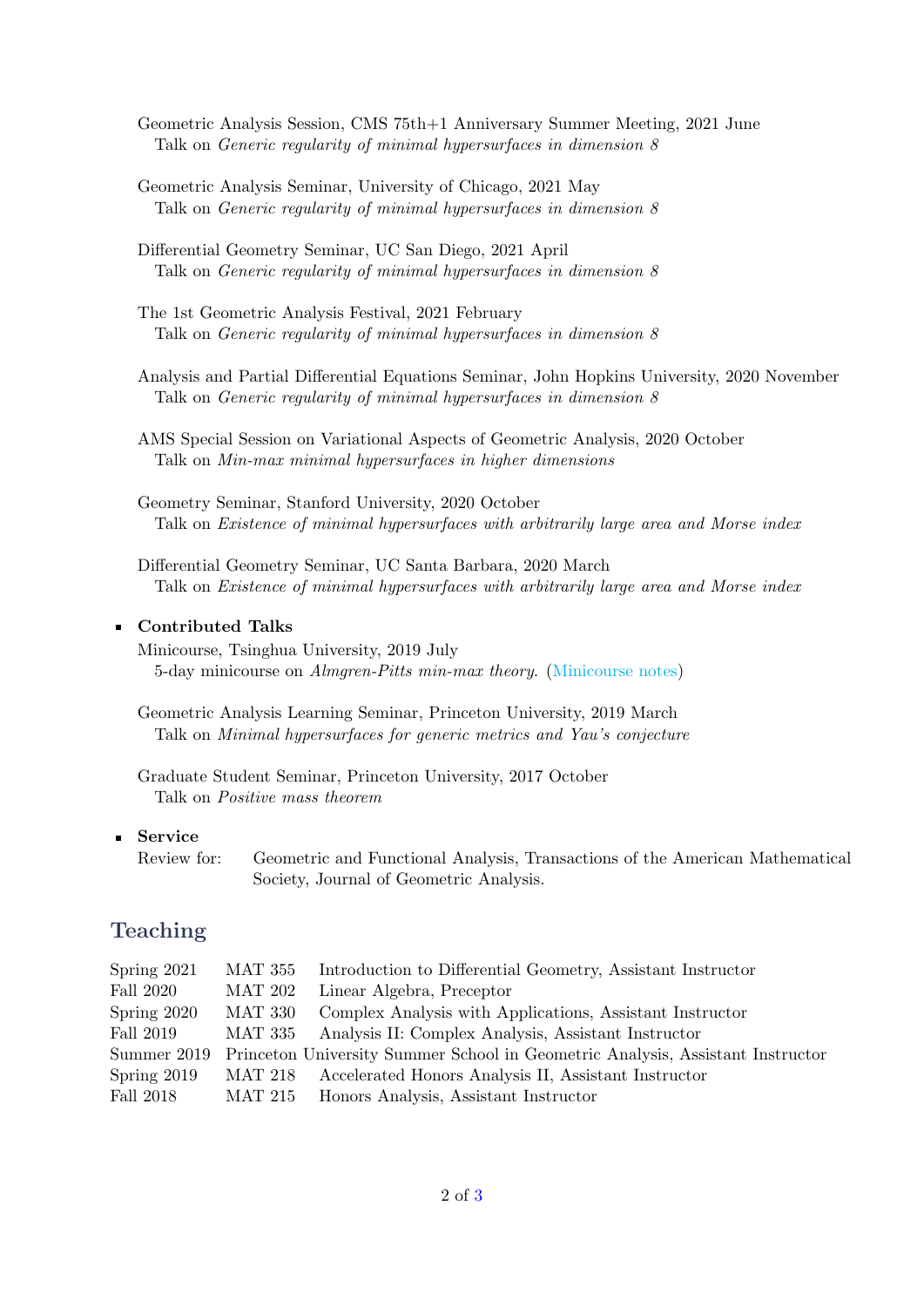Geometric Analysis Session, CMS 75th+1 Anniversary Summer Meeting, 2021 June
Talk on *Generic regularity of minimal hypersurfaces in dimension 8*

Geometric Analysis Seminar, University of Chicago, 2021 May
Talk on *Generic regularity of minimal hypersurfaces in dimension 8*

Differential Geometry Seminar, UC San Diego, 2021 April
Talk on *Generic regularity of minimal hypersurfaces in dimension 8*

The 1st Geometric Analysis Festival, 2021 February
Talk on *Generic regularity of minimal hypersurfaces in dimension 8*

Analysis and Partial Differential Equations Seminar, John Hopkins University, 2020 November
Talk on *Generic regularity of minimal hypersurfaces in dimension 8*

AMS Special Session on Variational Aspects of Geometric Analysis, 2020 October
Talk on *Min-max minimal hypersurfaces in higher dimensions*

Geometry Seminar, Stanford University, 2020 October
Talk on *Existence of minimal hypersurfaces with arbitrarily large area and Morse index*

Differential Geometry Seminar, UC Santa Barbara, 2020 March
Talk on *Existence of minimal hypersurfaces with arbitrarily large area and Morse index*

- **Contributed Talks**

Minicourse, Tsinghua University, 2019 July
5-day minicourse on *Almgren-Pitts min-max theory.* (Minicourse notes)

Geometric Analysis Learning Seminar, Princeton University, 2019 March
Talk on *Minimal hypersurfaces for generic metrics and Yau's conjecture*

Graduate Student Seminar, Princeton University, 2017 October
Talk on *Positive mass theorem*

- **Service**

Review for: Geometric and Functional Analysis, Transactions of the American Mathematical Society, Journal of Geometric Analysis.

## Teaching

| | | |
|---|---|---|
| Spring 2021 | MAT 355 | Introduction to Differential Geometry, Assistant Instructor |
| Fall 2020 | MAT 202 | Linear Algebra, Preceptor |
| Spring 2020 | MAT 330 | Complex Analysis with Applications, Assistant Instructor |
| Fall 2019 | MAT 335 | Analysis II: Complex Analysis, Assistant Instructor |
| Summer 2019 | | Princeton University Summer School in Geometric Analysis, Assistant Instructor |
| Spring 2019 | MAT 218 | Accelerated Honors Analysis II, Assistant Instructor |
| Fall 2018 | MAT 215 | Honors Analysis, Assistant Instructor |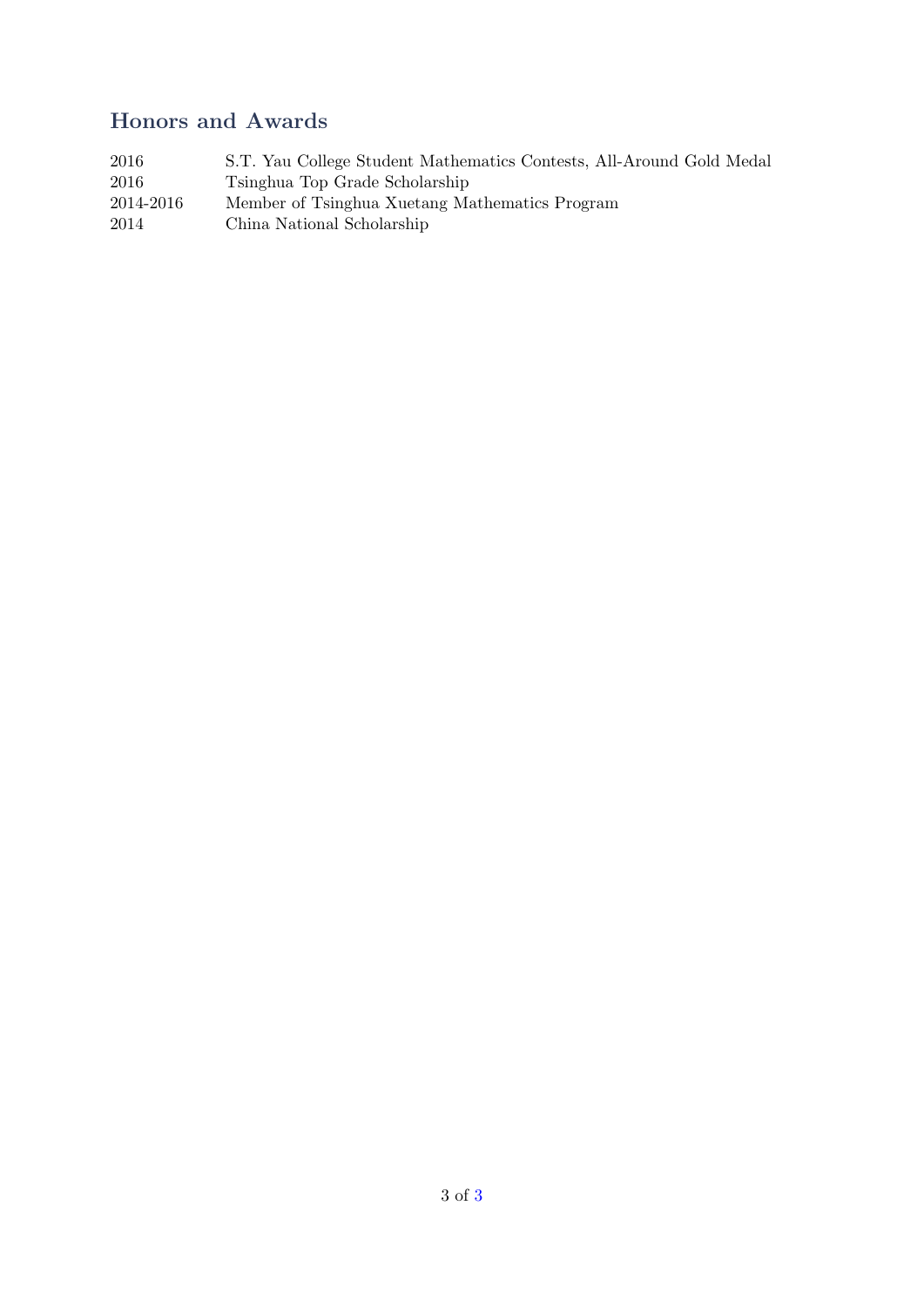## Honors and Awards

| | |
|---|---|
| 2016 | S.T. Yau College Student Mathematics Contests, All-Around Gold Medal |
| 2016 | Tsinghua Top Grade Scholarship |
| 2014-2016 | Member of Tsinghua Xuetang Mathematics Program |
| 2014 | China National Scholarship |